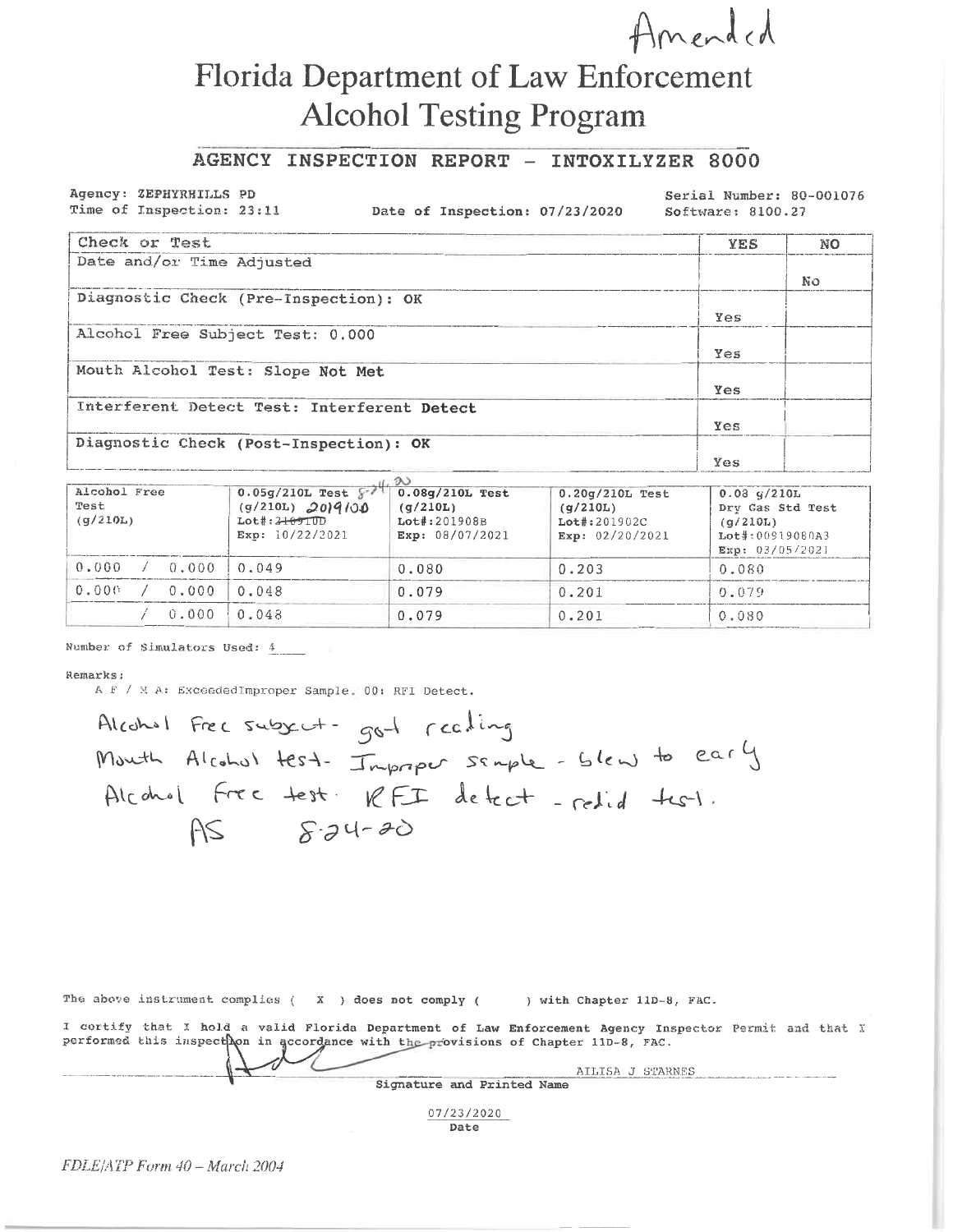Amended

# Florida Department of Law Enforcement
# Alcohol Testing Program

## AGENCY INSPECTION REPORT - INTOXILYZER 8000

Agency: ZEPHYRHILLS PD
Time of Inspection: 23:11
Date of Inspection: 07/23/2020
Serial Number: 80-001076
Software: 8100.27

| Check or Test | YES | NO |
|---|---|---|
| Date and/or Time Adjusted | | No |
| Diagnostic Check (Pre-Inspection): OK | Yes | |
| Alcohol Free Subject Test: 0.000 | Yes | |
| Mouth Alcohol Test: Slope Not Met | Yes | |
| Interferent Detect Test: Interferent Detect | Yes | |
| Diagnostic Check (Post-Inspection): OK | Yes | |

| Alcohol Free Test (g/210L) | 0.05g/210L Test 8-24-20 (g/210L) 2019100 Lot#: ~~2109100~~ Exp: 10/22/2021 | 0.08g/210L Test (g/210L) Lot#:201908B Exp: 08/07/2021 | 0.20g/210L Test (g/210L) Lot#:201902C Exp: 02/20/2021 | 0.08 g/210L Dry Gas Std Test (g/210L) Lot#:00919080A3 Exp: 03/05/2021 |
|---|---|---|---|---|
| 0.000 / 0.000 | 0.049 | 0.080 | 0.203 | 0.080 |
| 0.000 / 0.000 | 0.048 | 0.079 | 0.201 | 0.079 |
| / 0.000 | 0.048 | 0.079 | 0.201 | 0.080 |

Number of Simulators Used: 4

Remarks:
A F / M A: ExceededImproper Sample. 00: RFI Detect.

Alcohol Free subject - got reading
Mouth Alcohol test - Improper sample - blew to early
Alcohol free test. RFI detect - redid test.
AS 8-24-20

The above instrument complies ( X ) does not comply ( ) with Chapter 11D-8, FAC.

I certify that I hold a valid Florida Department of Law Enforcement Agency Inspector Permit and that I performed this inspection in accordance with the provisions of Chapter 11D-8, FAC.

AILISA J STARNES
Signature and Printed Name

07/23/2020
Date

*FDLE/ATP Form 40 – March 2004*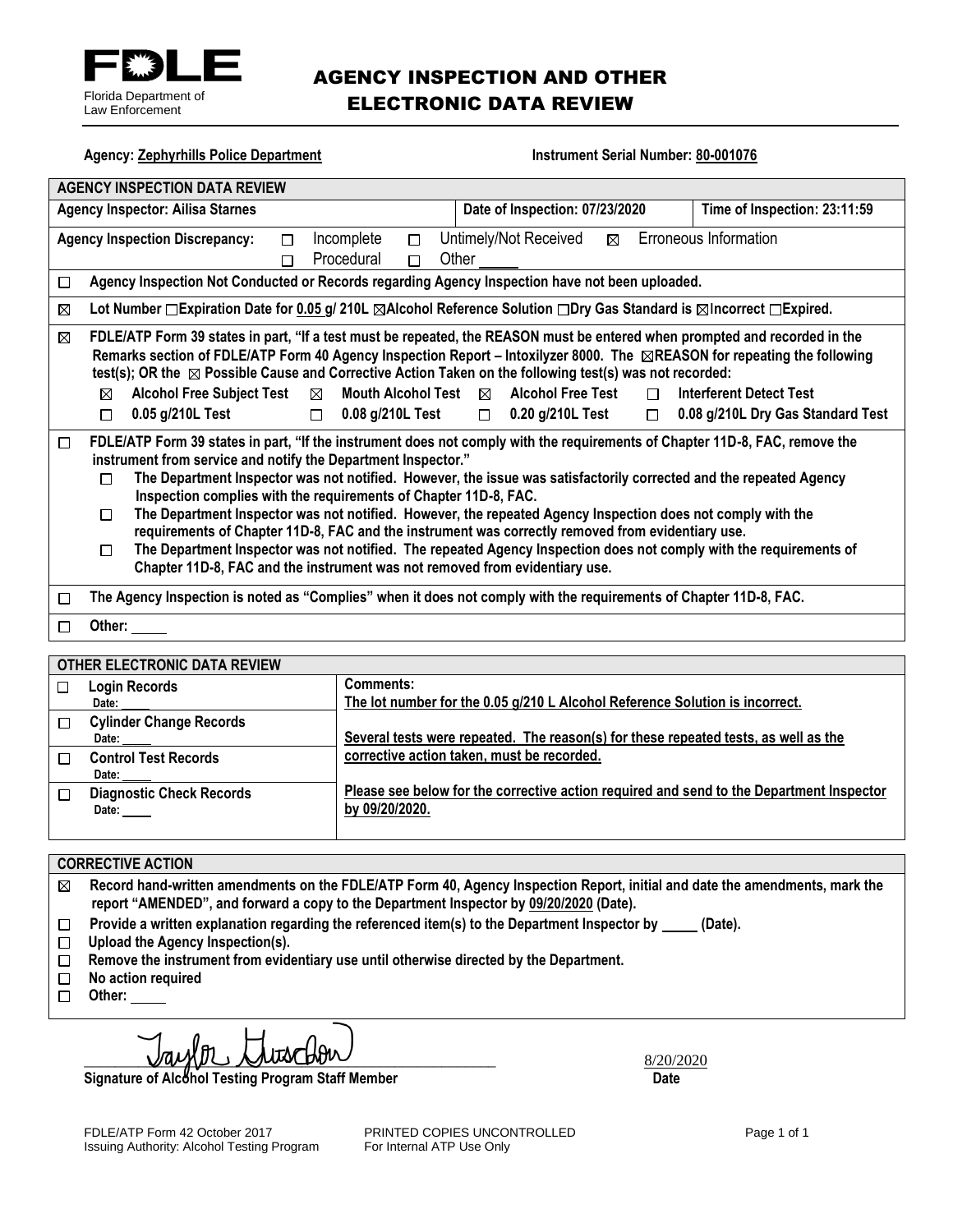FDLE

Florida Department of Law Enforcement

# AGENCY INSPECTION AND OTHER ELECTRONIC DATA REVIEW

**Agency:** **Zephyrhills Police Department** **Instrument Serial Number:** **80-001076**

## AGENCY INSPECTION DATA REVIEW

| | | |
|---|---|---|
| **Agency Inspector: Ailisa Starnes** | **Date of Inspection: 07/23/2020** | **Time of Inspection: 23:11:59** |

**Agency Inspection Discrepancy:** ☐ Incomplete ☐ Untimely/Not Received ☒ Erroneous Information ☐ Procedural ☐ Other \_\_\_\_\_

☐ **Agency Inspection Not Conducted or Records regarding Agency Inspection have not been uploaded.**

☒ **Lot Number ☐Expiration Date for 0.05 g/ 210L ☒Alcohol Reference Solution ☐Dry Gas Standard is ☒Incorrect ☐Expired.**

☒ **FDLE/ATP Form 39 states in part, "If a test must be repeated, the REASON must be entered when prompted and recorded in the Remarks section of FDLE/ATP Form 40 Agency Inspection Report – Intoxilyzer 8000. The ☒REASON for repeating the following test(s); OR the ☒ Possible Cause and Corrective Action Taken on the following test(s) was not recorded:**

- ☒ **Alcohol Free Subject Test** ☒ **Mouth Alcohol Test** ☒ **Alcohol Free Test** ☐ **Interferent Detect Test**
- ☐ **0.05 g/210L Test** ☐ **0.08 g/210L Test** ☐ **0.20 g/210L Test** ☐ **0.08 g/210L Dry Gas Standard Test**

☐ **FDLE/ATP Form 39 states in part, "If the instrument does not comply with the requirements of Chapter 11D-8, FAC, remove the instrument from service and notify the Department Inspector."**

- ☐ **The Department Inspector was not notified. However, the issue was satisfactorily corrected and the repeated Agency Inspection complies with the requirements of Chapter 11D-8, FAC.**
- ☐ **The Department Inspector was not notified. However, the repeated Agency Inspection does not comply with the requirements of Chapter 11D-8, FAC and the instrument was correctly removed from evidentiary use.**
- ☐ **The Department Inspector was not notified. The repeated Agency Inspection does not comply with the requirements of Chapter 11D-8, FAC and the instrument was not removed from evidentiary use.**

☐ **The Agency Inspection is noted as "Complies" when it does not comply with the requirements of Chapter 11D-8, FAC.**

☐ **Other:** \_\_\_\_\_

## OTHER ELECTRONIC DATA REVIEW

| | |
|---|---|
| ☐ **Login Records** Date: \_\_\_\_\_ | **Comments:** The lot number for the 0.05 g/210 L Alcohol Reference Solution is incorrect. |
| ☐ **Cylinder Change Records** Date: \_\_\_\_\_ | Several tests were repeated. The reason(s) for these repeated tests, as well as the corrective action taken, must be recorded. |
| ☐ **Control Test Records** Date: \_\_\_\_\_ | |
| ☐ **Diagnostic Check Records** Date: \_\_\_\_\_ | Please see below for the corrective action required and send to the Department Inspector by 09/20/2020. |

## CORRECTIVE ACTION

- ☒ **Record hand-written amendments on the FDLE/ATP Form 40, Agency Inspection Report, initial and date the amendments, mark the report "AMENDED", and forward a copy to the Department Inspector by 09/20/2020 (Date).**
- ☐ **Provide a written explanation regarding the referenced item(s) to the Department Inspector by \_\_\_\_\_ (Date).**
- ☐ **Upload the Agency Inspection(s).**
- ☐ **Remove the instrument from evidentiary use until otherwise directed by the Department.**
- ☐ **No action required**
- ☐ **Other:** \_\_\_\_\_

Taylor Gustafson (signature) 8/20/2020

**Signature of Alcohol Testing Program Staff Member** **Date**

FDLE/ATP Form 42 October 2017 PRINTED COPIES UNCONTROLLED
Issuing Authority: Alcohol Testing Program For Internal ATP Use Only